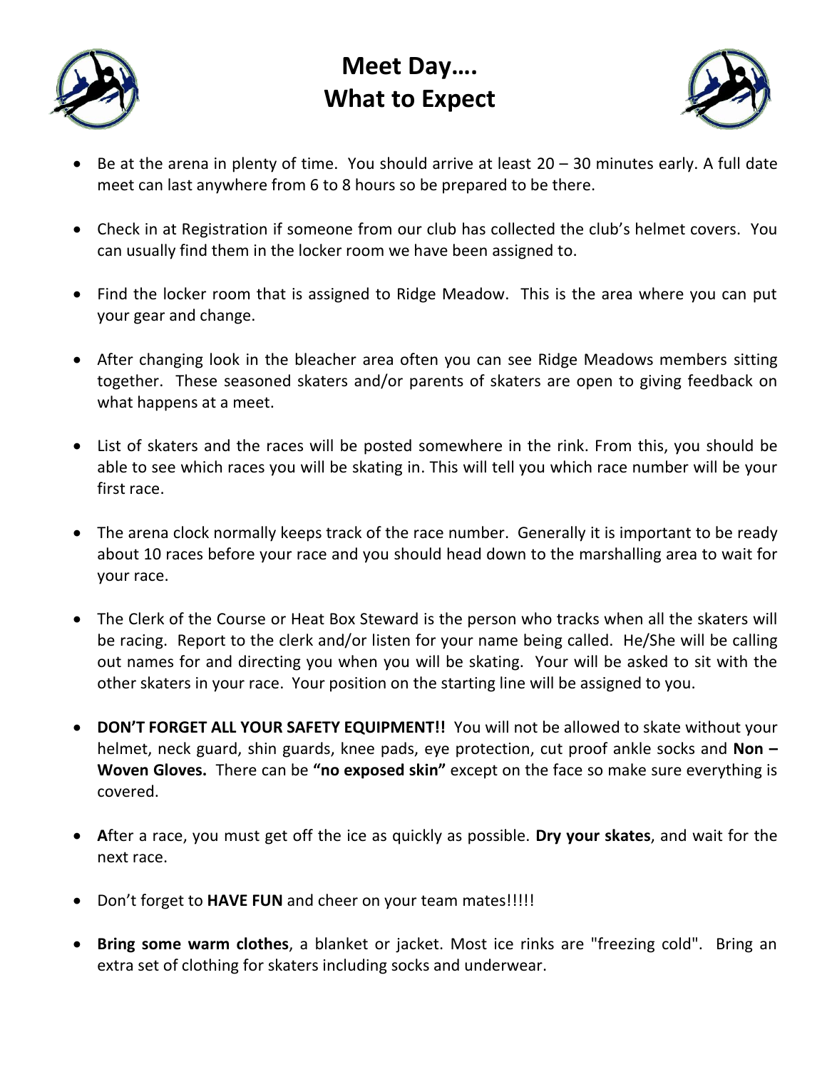# Meet Day….
# What to Expect

- Be at the arena in plenty of time. You should arrive at least 20 – 30 minutes early. A full date meet can last anywhere from 6 to 8 hours so be prepared to be there.

- Check in at Registration if someone from our club has collected the club's helmet covers. You can usually find them in the locker room we have been assigned to.

- Find the locker room that is assigned to Ridge Meadow. This is the area where you can put your gear and change.

- After changing look in the bleacher area often you can see Ridge Meadows members sitting together. These seasoned skaters and/or parents of skaters are open to giving feedback on what happens at a meet.

- List of skaters and the races will be posted somewhere in the rink. From this, you should be able to see which races you will be skating in. This will tell you which race number will be your first race.

- The arena clock normally keeps track of the race number. Generally it is important to be ready about 10 races before your race and you should head down to the marshalling area to wait for your race.

- The Clerk of the Course or Heat Box Steward is the person who tracks when all the skaters will be racing. Report to the clerk and/or listen for your name being called. He/She will be calling out names for and directing you when you will be skating. Your will be asked to sit with the other skaters in your race. Your position on the starting line will be assigned to you.

- **DON'T FORGET ALL YOUR SAFETY EQUIPMENT!!** You will not be allowed to skate without your helmet, neck guard, shin guards, knee pads, eye protection, cut proof ankle socks and **Non – Woven Gloves.** There can be **"no exposed skin"** except on the face so make sure everything is covered.

- **A**fter a race, you must get off the ice as quickly as possible. **Dry your skates**, and wait for the next race.

- Don't forget to **HAVE FUN** and cheer on your team mates!!!!!

- **Bring some warm clothes**, a blanket or jacket. Most ice rinks are "freezing cold". Bring an extra set of clothing for skaters including socks and underwear.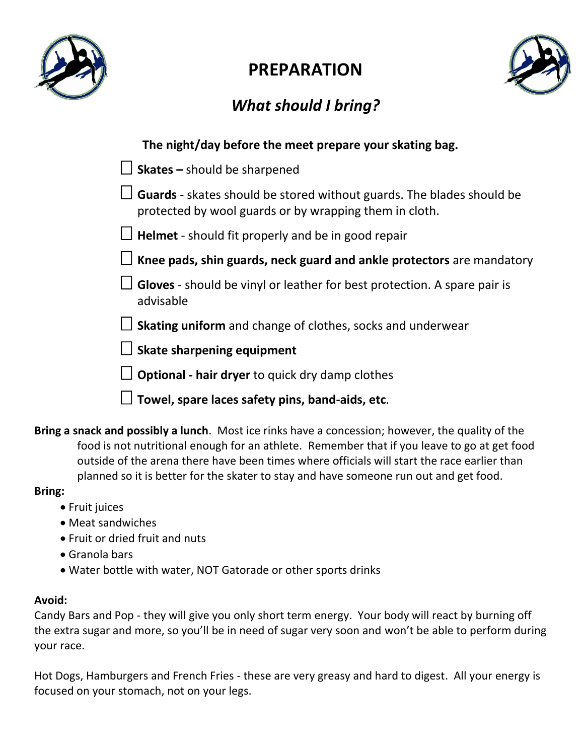# PREPARATION

## *What should I bring?*

**The night/day before the meet prepare your skating bag.**

- ☐ **Skates –** should be sharpened
- ☐ **Guards** - skates should be stored without guards. The blades should be protected by wool guards or by wrapping them in cloth.
- ☐ **Helmet** - should fit properly and be in good repair
- ☐ **Knee pads, shin guards, neck guard and ankle protectors** are mandatory
- ☐ **Gloves** - should be vinyl or leather for best protection. A spare pair is advisable
- ☐ **Skating uniform** and change of clothes, socks and underwear
- ☐ **Skate sharpening equipment**
- ☐ **Optional - hair dryer** to quick dry damp clothes
- ☐ **Towel, spare laces safety pins, band-aids, etc**.

**Bring a snack and possibly a lunch**. Most ice rinks have a concession; however, the quality of the food is not nutritional enough for an athlete. Remember that if you leave to go at get food outside of the arena there have been times where officials will start the race earlier than planned so it is better for the skater to stay and have someone run out and get food.

**Bring:**

- Fruit juices
- Meat sandwiches
- Fruit or dried fruit and nuts
- Granola bars
- Water bottle with water, NOT Gatorade or other sports drinks

**Avoid:**

Candy Bars and Pop - they will give you only short term energy. Your body will react by burning off the extra sugar and more, so you'll be in need of sugar very soon and won't be able to perform during your race.

Hot Dogs, Hamburgers and French Fries - these are very greasy and hard to digest. All your energy is focused on your stomach, not on your legs.